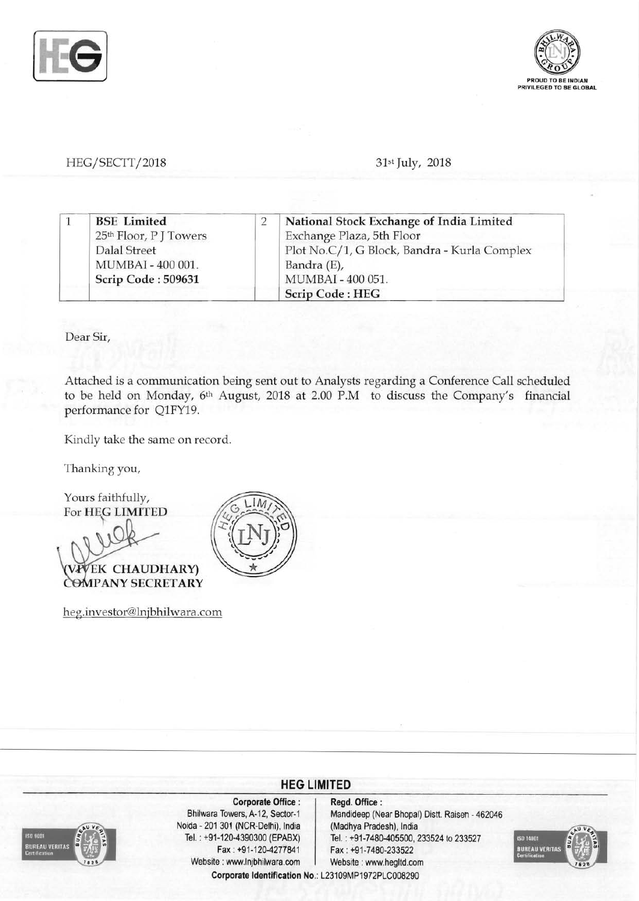HEG/SECTT/2018

31st July, 2018

| 1 | **BSE Limited**<br>25th Floor, P J Towers<br>Dalal Street<br>MUMBAI - 400 001.<br>**Scrip Code : 509631** | 2 | **National Stock Exchange of India Limited**<br>Exchange Plaza, 5th Floor<br>Plot No.C/1, G Block, Bandra - Kurla Complex<br>Bandra (E),<br>MUMBAI - 400 051.<br>**Scrip Code : HEG** |
|---|---|---|---|

Dear Sir,

Attached is a communication being sent out to Analysts regarding a Conference Call scheduled to be held on Monday, 6th August, 2018 at 2.00 P.M to discuss the Company's financial performance for Q1FY19.

Kindly take the same on record.

Thanking you,

Yours faithfully,
For HEG LIMITED

(VIVEK CHAUDHARY)
COMPANY SECRETARY

heg.investor@lnjbhilwara.com

**HEG LIMITED**

**Corporate Office :**
Bhilwara Towers, A-12, Sector-1
Noida - 201 301 (NCR-Delhi), India
Tel. : +91-120-4390300 (EPABX)
Fax : +91-120-4277841
Website : www.lnjbhilwara.com

**Regd. Office :**
Mandideep (Near Bhopal) Distt. Raisen - 462046
(Madhya Pradesh), India
Tel. : +91-7480-405500, 233524 to 233527
Fax : +91-7480-233522
Website : www.hegltd.com

**Corporate Identification No.:** L23109MP1972PLC008290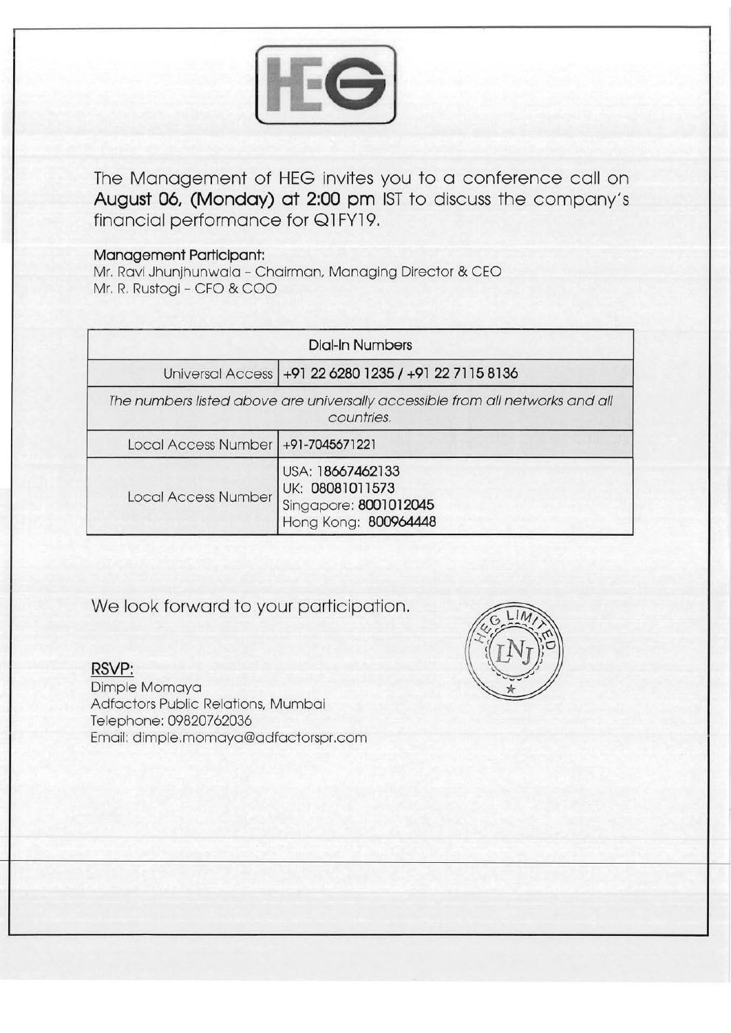The Management of HEG invites you to a conference call on **August 06, (Monday) at 2:00 pm** IST to discuss the company's financial performance for Q1FY19.

**Management Participant:**
Mr. Ravi Jhunjhunwala – Chairman, Managing Director & CEO
Mr. R. Rustogi – CFO & COO

| Dial-In Numbers | |
|---|---|
| Universal Access | +91 22 6280 1235 / +91 22 7115 8136 |
| *The numbers listed above are universally accessible from all networks and all countries.* | |
| Local Access Number | +91-7045671221 |
| Local Access Number | USA: 18667462133<br>UK: 08081011573<br>Singapore: 8001012045<br>Hong Kong: 800964448 |

We look forward to your participation.

RSVP:
Dimple Momaya
Adfactors Public Relations, Mumbai
Telephone: 09820762036
Email: dimple.momaya@adfactorspr.com